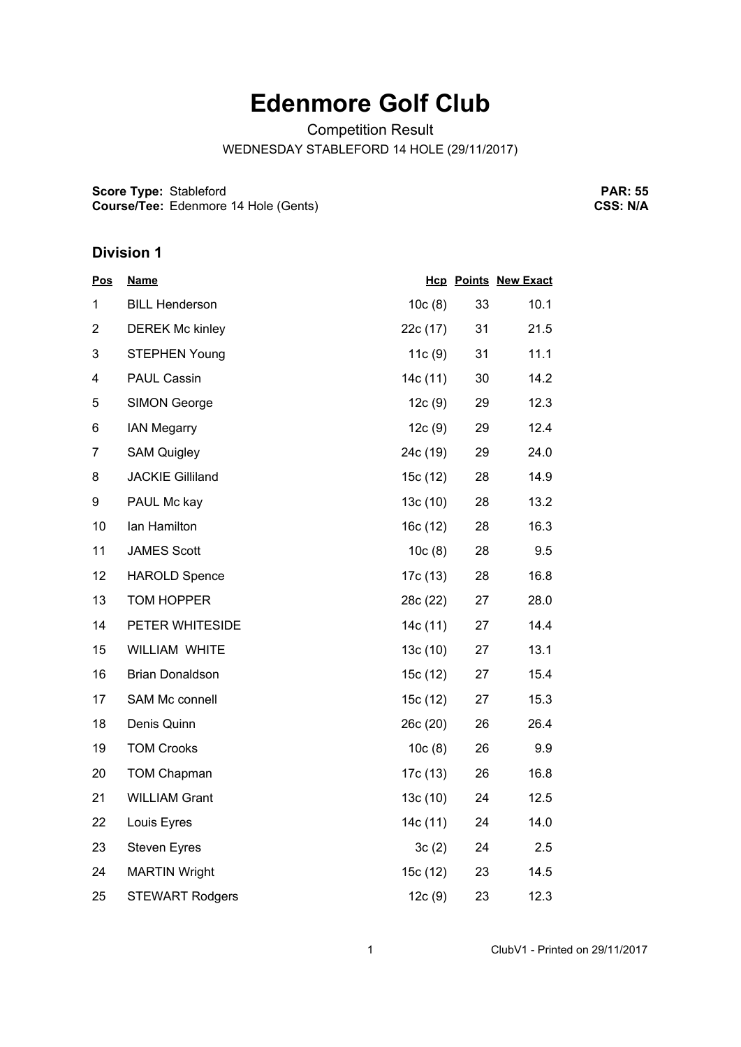# Edenmore Golf Club

Competition Result

WEDNESDAY STABLEFORD 14 HOLE (29/11/2017)

**Score Type:** Stableford
**Course/Tee:** Edenmore 14 Hole (Gents)

**PAR: 55**
**CSS: N/A**

## Division 1

| Pos | Name | Hcp | Points | New Exact |
|---|---|---|---|---|
| 1 | BILL Henderson | 10c (8) | 33 | 10.1 |
| 2 | DEREK Mc kinley | 22c (17) | 31 | 21.5 |
| 3 | STEPHEN Young | 11c (9) | 31 | 11.1 |
| 4 | PAUL Cassin | 14c (11) | 30 | 14.2 |
| 5 | SIMON George | 12c (9) | 29 | 12.3 |
| 6 | IAN Megarry | 12c (9) | 29 | 12.4 |
| 7 | SAM Quigley | 24c (19) | 29 | 24.0 |
| 8 | JACKIE Gilliland | 15c (12) | 28 | 14.9 |
| 9 | PAUL Mc kay | 13c (10) | 28 | 13.2 |
| 10 | Ian Hamilton | 16c (12) | 28 | 16.3 |
| 11 | JAMES Scott | 10c (8) | 28 | 9.5 |
| 12 | HAROLD Spence | 17c (13) | 28 | 16.8 |
| 13 | TOM HOPPER | 28c (22) | 27 | 28.0 |
| 14 | PETER WHITESIDE | 14c (11) | 27 | 14.4 |
| 15 | WILLIAM WHITE | 13c (10) | 27 | 13.1 |
| 16 | Brian Donaldson | 15c (12) | 27 | 15.4 |
| 17 | SAM Mc connell | 15c (12) | 27 | 15.3 |
| 18 | Denis Quinn | 26c (20) | 26 | 26.4 |
| 19 | TOM Crooks | 10c (8) | 26 | 9.9 |
| 20 | TOM Chapman | 17c (13) | 26 | 16.8 |
| 21 | WILLIAM Grant | 13c (10) | 24 | 12.5 |
| 22 | Louis Eyres | 14c (11) | 24 | 14.0 |
| 23 | Steven Eyres | 3c (2) | 24 | 2.5 |
| 24 | MARTIN Wright | 15c (12) | 23 | 14.5 |
| 25 | STEWART Rodgers | 12c (9) | 23 | 12.3 |

ClubV1 - Printed on 29/11/2017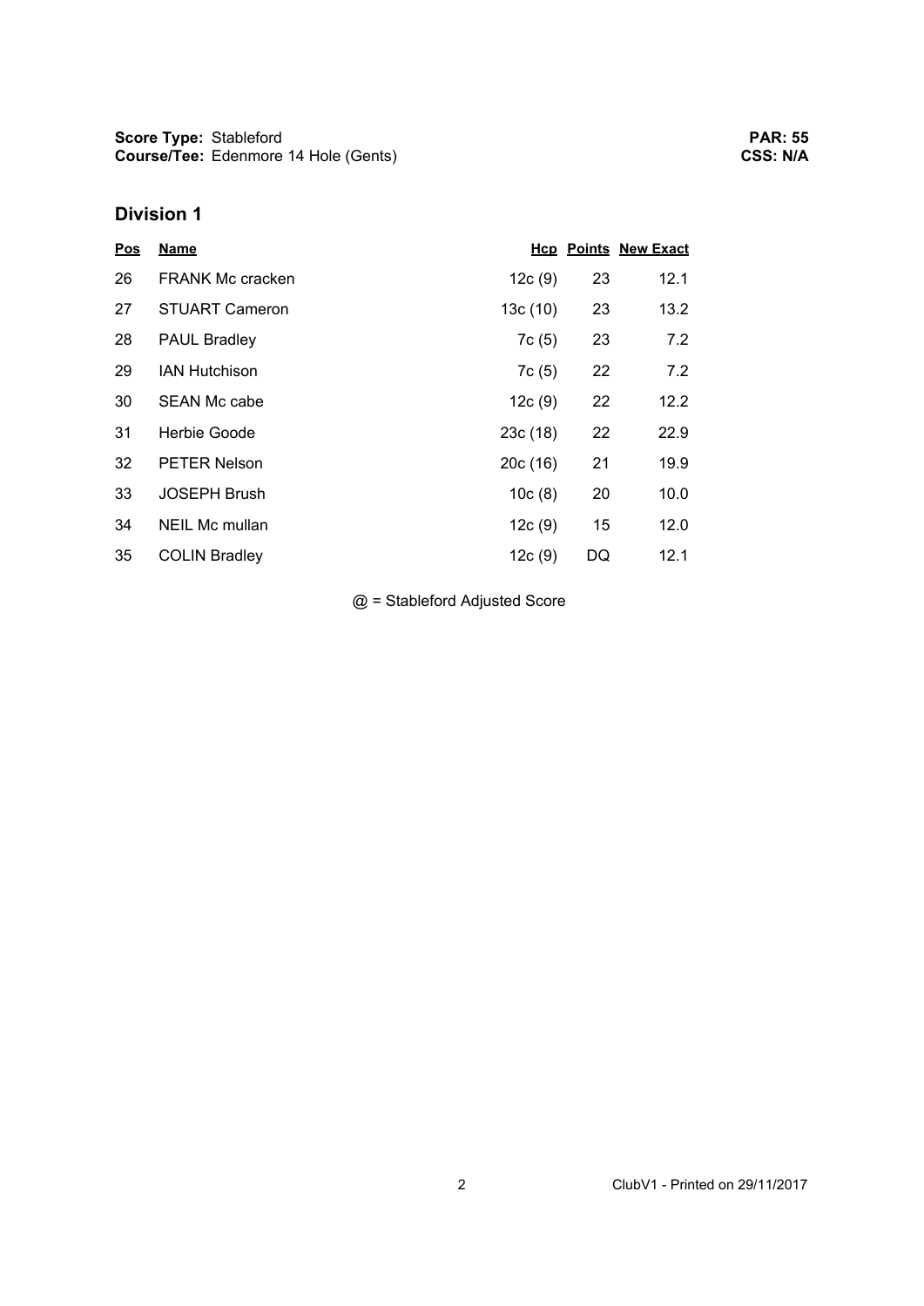**Score Type:** Stableford
**Course/Tee:** Edenmore 14 Hole (Gents)

**PAR: 55**
**CSS: N/A**

## Division 1

| Pos | Name | Hcp | Points | New Exact |
|---|---|---|---|---|
| 26 | FRANK Mc cracken | 12c (9) | 23 | 12.1 |
| 27 | STUART Cameron | 13c (10) | 23 | 13.2 |
| 28 | PAUL Bradley | 7c (5) | 23 | 7.2 |
| 29 | IAN Hutchison | 7c (5) | 22 | 7.2 |
| 30 | SEAN Mc cabe | 12c (9) | 22 | 12.2 |
| 31 | Herbie Goode | 23c (18) | 22 | 22.9 |
| 32 | PETER Nelson | 20c (16) | 21 | 19.9 |
| 33 | JOSEPH Brush | 10c (8) | 20 | 10.0 |
| 34 | NEIL Mc mullan | 12c (9) | 15 | 12.0 |
| 35 | COLIN Bradley | 12c (9) | DQ | 12.1 |

@ = Stableford Adjusted Score

ClubV1 - Printed on 29/11/2017